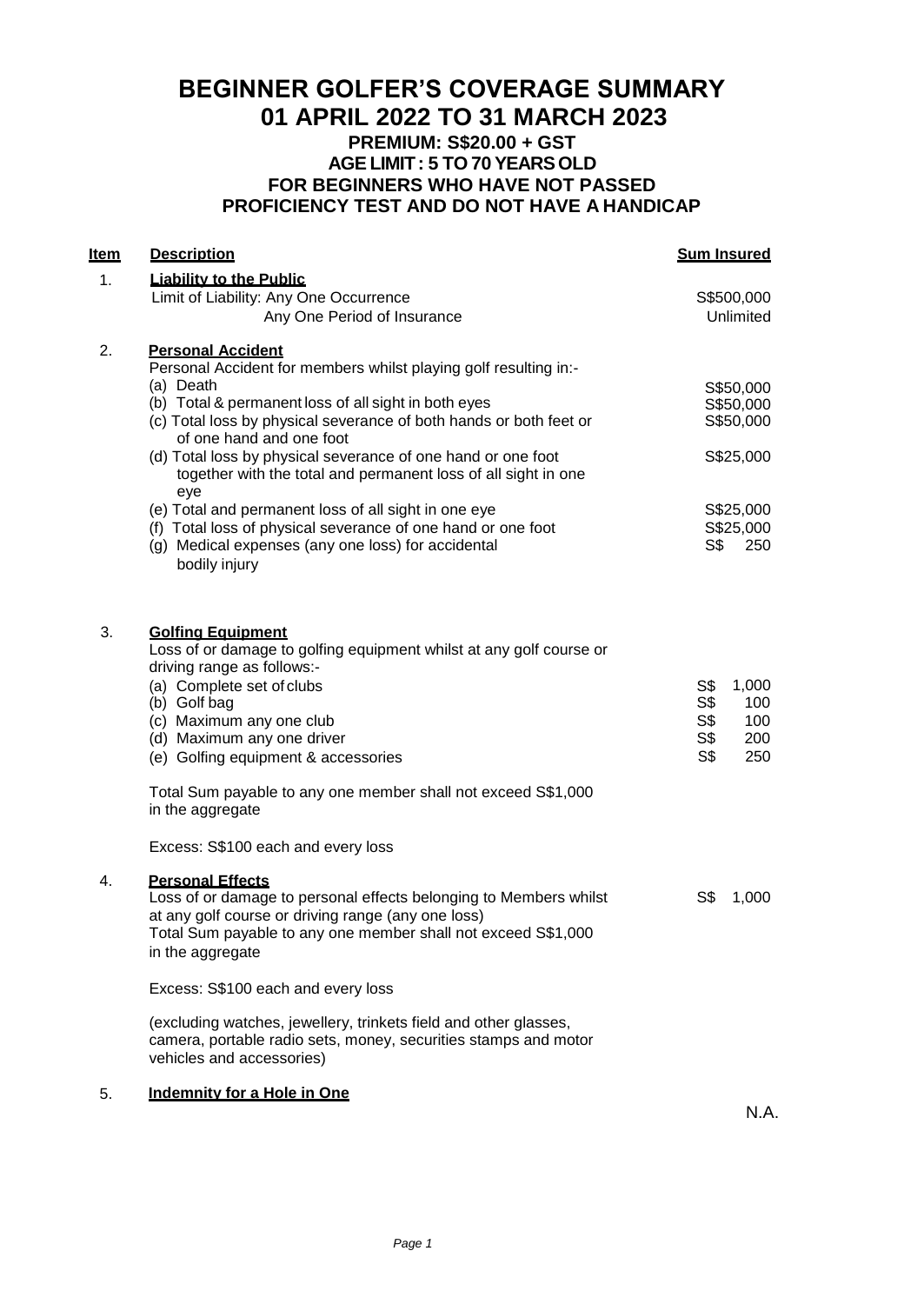# BEGINNER GOLFER'S COVERAGE SUMMARY
# 01 APRIL 2022 TO 31 MARCH 2023

**PREMIUM: S$20.00 + GST**
**AGE LIMIT : 5 TO 70 YEARS OLD**
**FOR BEGINNERS WHO HAVE NOT PASSED PROFICIENCY TEST AND DO NOT HAVE A HANDICAP**

| Item | Description | Sum Insured |
|---|---|---|
| 1. | **Liability to the Public** | |
| | Limit of Liability: Any One Occurrence | S$500,000 |
| | Any One Period of Insurance | Unlimited |
| 2. | **Personal Accident** | |
| | Personal Accident for members whilst playing golf resulting in:- | |
| | (a) Death | S$50,000 |
| | (b) Total & permanent loss of all sight in both eyes | S$50,000 |
| | (c) Total loss by physical severance of both hands or both feet or of one hand and one foot | S$50,000 |
| | (d) Total loss by physical severance of one hand or one foot together with the total and permanent loss of all sight in one eye | S$25,000 |
| | (e) Total and permanent loss of all sight in one eye | S$25,000 |
| | (f) Total loss of physical severance of one hand or one foot | S$25,000 |
| | (g) Medical expenses (any one loss) for accidental bodily injury | S$ 250 |
| 3. | **Golfing Equipment** | |
| | Loss of or damage to golfing equipment whilst at any golf course or driving range as follows:- | |
| | (a) Complete set of clubs | S$ 1,000 |
| | (b) Golf bag | S$ 100 |
| | (c) Maximum any one club | S$ 100 |
| | (d) Maximum any one driver | S$ 200 |
| | (e) Golfing equipment & accessories | S$ 250 |
| | Total Sum payable to any one member shall not exceed S$1,000 in the aggregate | |
| | Excess: S$100 each and every loss | |
| 4. | **Personal Effects** | |
| | Loss of or damage to personal effects belonging to Members whilst at any golf course or driving range (any one loss) | S$ 1,000 |
| | Total Sum payable to any one member shall not exceed S$1,000 in the aggregate | |
| | Excess: S$100 each and every loss | |
| | (excluding watches, jewellery, trinkets field and other glasses, camera, portable radio sets, money, securities stamps and motor vehicles and accessories) | |
| 5. | **Indemnity for a Hole in One** | N.A. |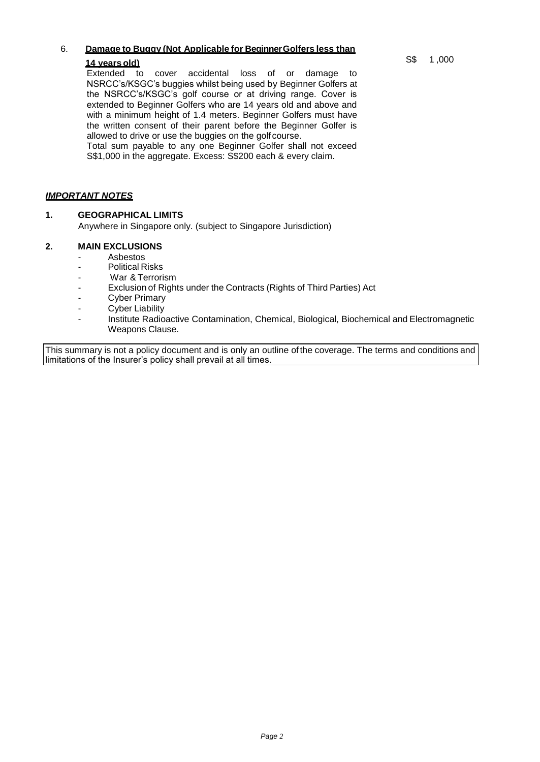6. **Damage to Buggy (Not Applicable for Beginner Golfers less than 14 years old)** S$ 1,000

Extended to cover accidental loss of or damage to NSRCC's/KSGC's buggies whilst being used by Beginner Golfers at the NSRCC's/KSGC's golf course or at driving range. Cover is extended to Beginner Golfers who are 14 years old and above and with a minimum height of 1.4 meters. Beginner Golfers must have the written consent of their parent before the Beginner Golfer is allowed to drive or use the buggies on the golf course.

Total sum payable to any one Beginner Golfer shall not exceed S$1,000 in the aggregate. Excess: S$200 each & every claim.

***IMPORTANT NOTES***

**1. GEOGRAPHICAL LIMITS**

Anywhere in Singapore only. (subject to Singapore Jurisdiction)

**2. MAIN EXCLUSIONS**

- Asbestos
- Political Risks
- War & Terrorism
- Exclusion of Rights under the Contracts (Rights of Third Parties) Act
- Cyber Primary
- Cyber Liability
- Institute Radioactive Contamination, Chemical, Biological, Biochemical and Electromagnetic Weapons Clause.

This summary is not a policy document and is only an outline of the coverage. The terms and conditions and limitations of the Insurer's policy shall prevail at all times.